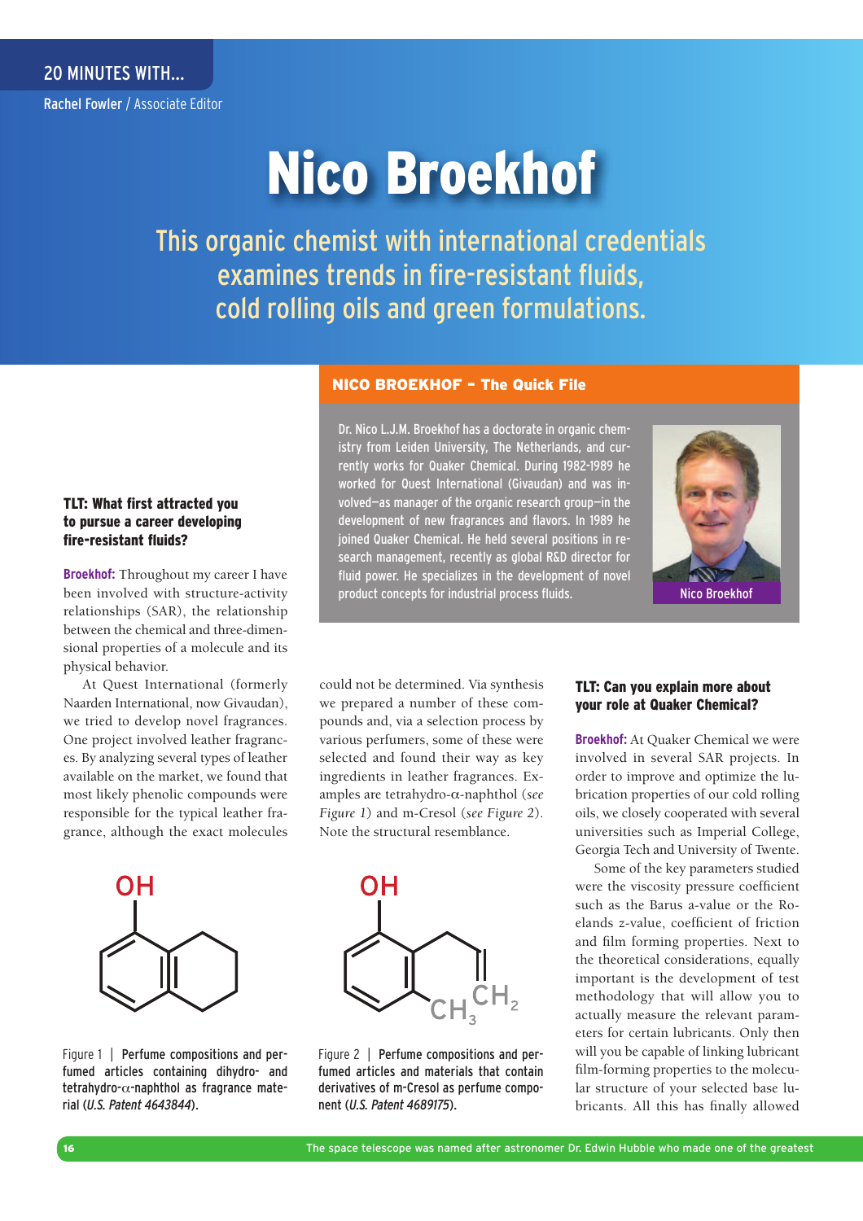20 MINUTES WITH...

Rachel Fowler / Associate Editor

# Nico Broekhof

## This organic chemist with international credentials examines trends in fire-resistant fluids, cold rolling oils and green formulations.

### NICO BROEKHOF – The Quick File

Dr. Nico L.J.M. Broekhof has a doctorate in organic chemistry from Leiden University, The Netherlands, and currently works for Quaker Chemical. During 1982-1989 he worked for Quest International (Givaudan) and was involved—as manager of the organic research group—in the development of new fragrances and flavors. In 1989 he joined Quaker Chemical. He held several positions in research management, recently as global R&D director for fluid power. He specializes in the development of novel product concepts for industrial process fluids.

Nico Broekhof

**TLT: What first attracted you to pursue a career developing fire-resistant fluids?**

**Broekhof:** Throughout my career I have been involved with structure-activity relationships (SAR), the relationship between the chemical and three-dimensional properties of a molecule and its physical behavior.

At Quest International (formerly Naarden International, now Givaudan), we tried to develop novel fragrances. One project involved leather fragrances. By analyzing several types of leather available on the market, we found that most likely phenolic compounds were responsible for the typical leather fragrance, although the exact molecules could not be determined. Via synthesis we prepared a number of these compounds and, via a selection process by various perfumers, some of these were selected and found their way as key ingredients in leather fragrances. Examples are tetrahydro-α-naphthol (*see Figure 1*) and m-Cresol (*see Figure 2*). Note the structural resemblance.

Figure 1 | Perfume compositions and perfumed articles containing dihydro- and tetrahydro-α-naphthol as fragrance material (*U.S. Patent 4643844*).

Figure 2 | Perfume compositions and perfumed articles and materials that contain derivatives of m-Cresol as perfume component (*U.S. Patent 4689175*).

**TLT: Can you explain more about your role at Quaker Chemical?**

**Broekhof:** At Quaker Chemical we were involved in several SAR projects. In order to improve and optimize the lubrication properties of our cold rolling oils, we closely cooperated with several universities such as Imperial College, Georgia Tech and University of Twente.

Some of the key parameters studied were the viscosity pressure coefficient such as the Barus a-value or the Roelands z-value, coefficient of friction and film forming properties. Next to the theoretical considerations, equally important is the development of test methodology that will allow you to actually measure the relevant parameters for certain lubricants. Only then will you be capable of linking lubricant film-forming properties to the molecular structure of your selected base lubricants. All this has finally allowed

The space telescope was named after astronomer Dr. Edwin Hubble who made one of the greatest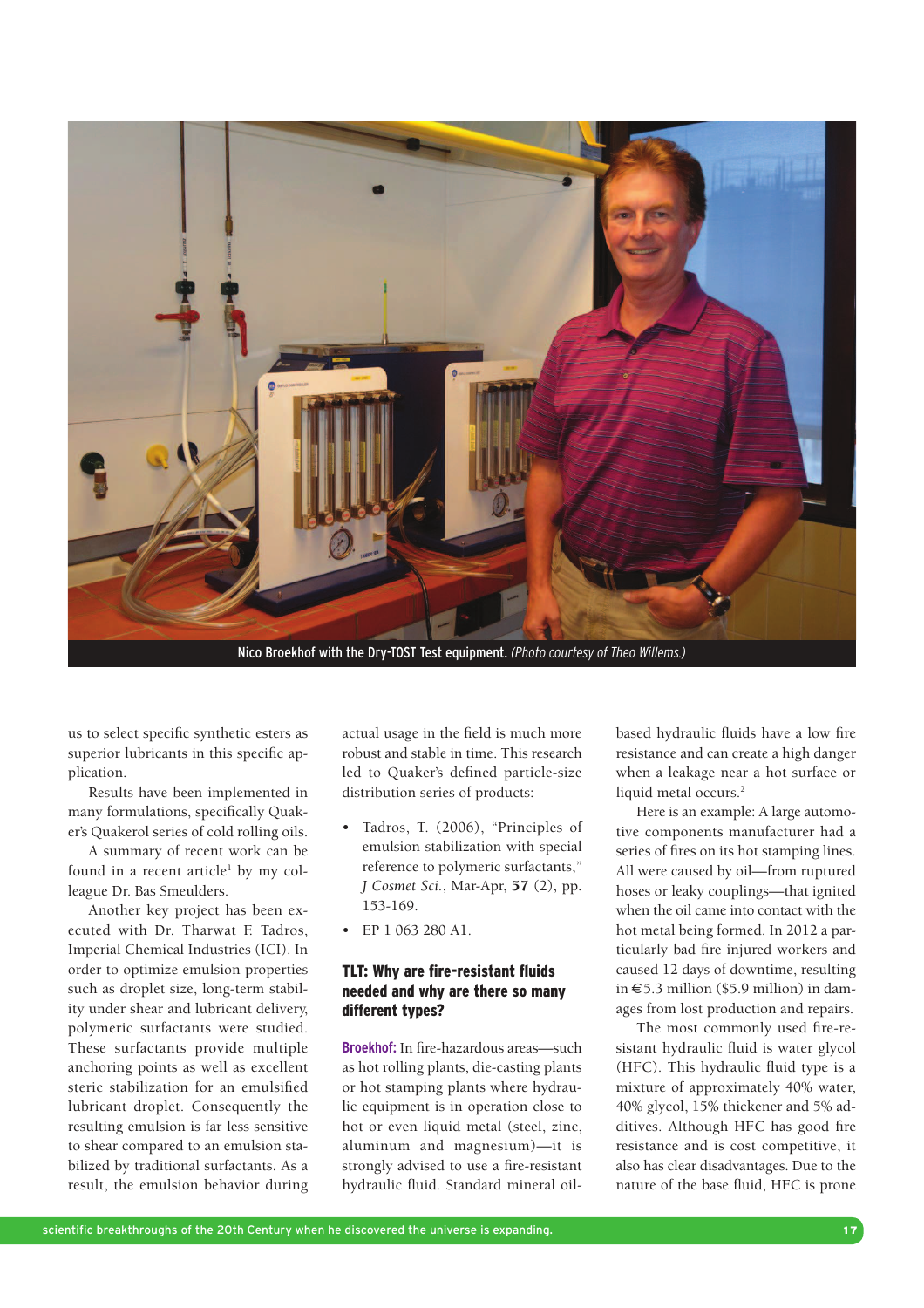Nico Broekhof with the Dry-TOST Test equipment. *(Photo courtesy of Theo Willems.)*

us to select specific synthetic esters as superior lubricants in this specific application.

Results have been implemented in many formulations, specifically Quaker's Quakerol series of cold rolling oils.

A summary of recent work can be found in a recent article[1] by my colleague Dr. Bas Smeulders.

Another key project has been executed with Dr. Tharwat F. Tadros, Imperial Chemical Industries (ICI). In order to optimize emulsion properties such as droplet size, long-term stability under shear and lubricant delivery, polymeric surfactants were studied. These surfactants provide multiple anchoring points as well as excellent steric stabilization for an emulsified lubricant droplet. Consequently the resulting emulsion is far less sensitive to shear compared to an emulsion stabilized by traditional surfactants. As a result, the emulsion behavior during actual usage in the field is much more robust and stable in time. This research led to Quaker's defined particle-size distribution series of products:

- Tadros, T. (2006), "Principles of emulsion stabilization with special reference to polymeric surfactants," *J Cosmet Sci.*, Mar-Apr, **57** (2), pp. 153-169.
- EP 1 063 280 A1.

### TLT: Why are fire-resistant fluids needed and why are there so many different types?

**Broekhof:** In fire-hazardous areas—such as hot rolling plants, die-casting plants or hot stamping plants where hydraulic equipment is in operation close to hot or even liquid metal (steel, zinc, aluminum and magnesium)—it is strongly advised to use a fire-resistant hydraulic fluid. Standard mineral oil-based hydraulic fluids have a low fire resistance and can create a high danger when a leakage near a hot surface or liquid metal occurs.[2]

Here is an example: A large automotive components manufacturer had a series of fires on its hot stamping lines. All were caused by oil—from ruptured hoses or leaky couplings—that ignited when the oil came into contact with the hot metal being formed. In 2012 a particularly bad fire injured workers and caused 12 days of downtime, resulting in €5.3 million ($5.9 million) in damages from lost production and repairs.

The most commonly used fire-resistant hydraulic fluid is water glycol (HFC). This hydraulic fluid type is a mixture of approximately 40% water, 40% glycol, 15% thickener and 5% additives. Although HFC has good fire resistance and is cost competitive, it also has clear disadvantages. Due to the nature of the base fluid, HFC is prone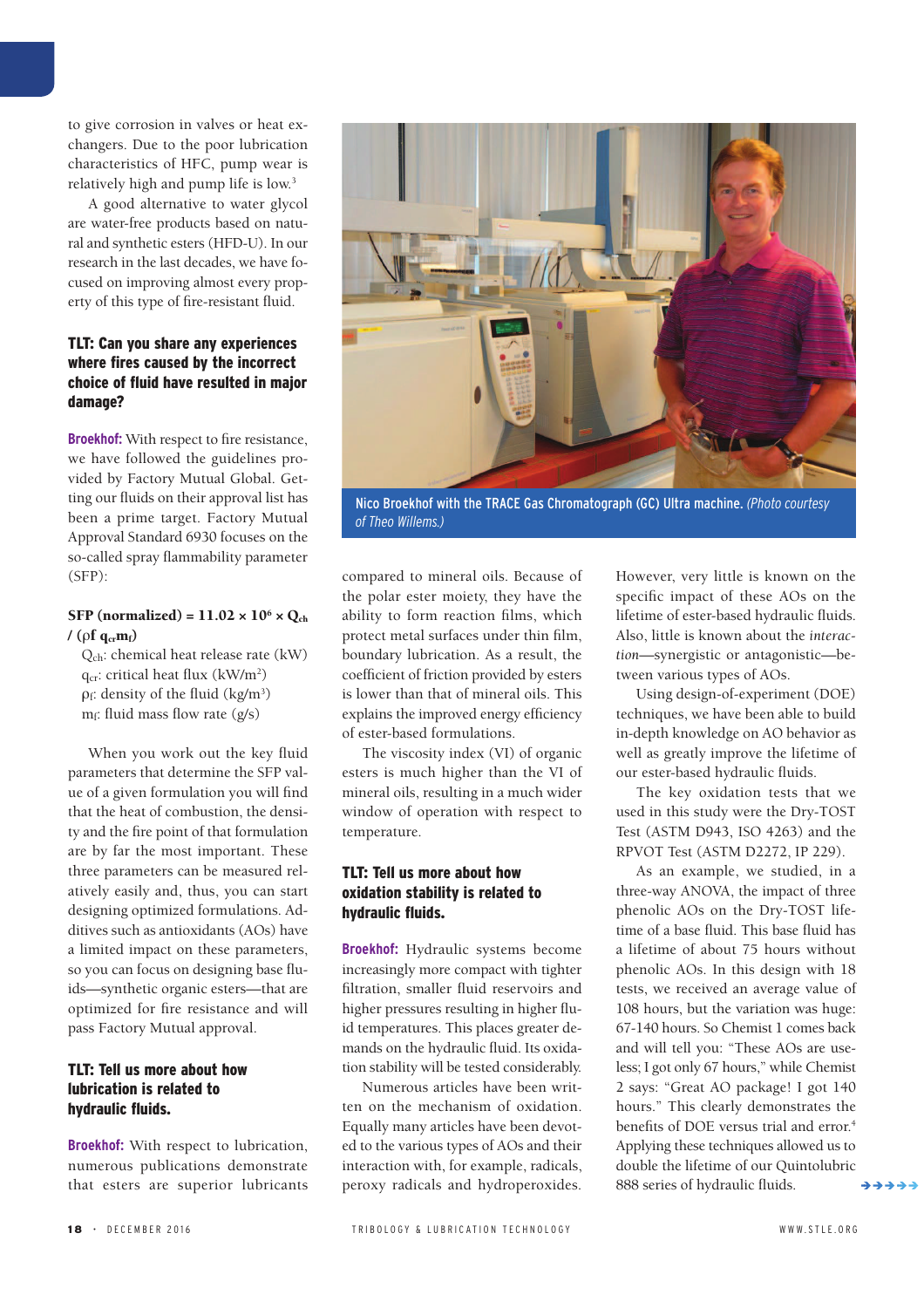to give corrosion in valves or heat exchangers. Due to the poor lubrication characteristics of HFC, pump wear is relatively high and pump life is low.[3]

A good alternative to water glycol are water-free products based on natural and synthetic esters (HFD-U). In our research in the last decades, we have focused on improving almost every property of this type of fire-resistant fluid.

### TLT: Can you share any experiences where fires caused by the incorrect choice of fluid have resulted in major damage?

**Broekhof:** With respect to fire resistance, we have followed the guidelines provided by Factory Mutual Global. Getting our fluids on their approval list has been a prime target. Factory Mutual Approval Standard 6930 focuses on the so-called spray flammability parameter (SFP):

**SFP (normalized) = $11.02 \times 10^6 \times Q_{ch} / (\rho f\, q_{cr} m_f)$**

$Q_{ch}$: chemical heat release rate (kW)
$q_{cr}$: critical heat flux (kW/m$^2$)
$\rho_f$: density of the fluid (kg/m$^3$)
$m_f$: fluid mass flow rate (g/s)

When you work out the key fluid parameters that determine the SFP value of a given formulation you will find that the heat of combustion, the density and the fire point of that formulation are by far the most important. These three parameters can be measured relatively easily and, thus, you can start designing optimized formulations. Additives such as antioxidants (AOs) have a limited impact on these parameters, so you can focus on designing base fluids—synthetic organic esters—that are optimized for fire resistance and will pass Factory Mutual approval.

### TLT: Tell us more about how lubrication is related to hydraulic fluids.

**Broekhof:** With respect to lubrication, numerous publications demonstrate that esters are superior lubricants compared to mineral oils. Because of the polar ester moiety, they have the ability to form reaction films, which protect metal surfaces under thin film, boundary lubrication. As a result, the coefficient of friction provided by esters is lower than that of mineral oils. This explains the improved energy efficiency of ester-based formulations.

The viscosity index (VI) of organic esters is much higher than the VI of mineral oils, resulting in a much wider window of operation with respect to temperature.

Nico Broekhof with the TRACE Gas Chromatograph (GC) Ultra machine. *(Photo courtesy of Theo Willems.)*

### TLT: Tell us more about how oxidation stability is related to hydraulic fluids.

**Broekhof:** Hydraulic systems become increasingly more compact with tighter filtration, smaller fluid reservoirs and higher pressures resulting in higher fluid temperatures. This places greater demands on the hydraulic fluid. Its oxidation stability will be tested considerably.

Numerous articles have been written on the mechanism of oxidation. Equally many articles have been devoted to the various types of AOs and their interaction with, for example, radicals, peroxy radicals and hydroperoxides. However, very little is known on the specific impact of these AOs on the lifetime of ester-based hydraulic fluids. Also, little is known about the *interaction*—synergistic or antagonistic—between various types of AOs.

Using design-of-experiment (DOE) techniques, we have been able to build in-depth knowledge on AO behavior as well as greatly improve the lifetime of our ester-based hydraulic fluids.

The key oxidation tests that we used in this study were the Dry-TOST Test (ASTM D943, ISO 4263) and the RPVOT Test (ASTM D2272, IP 229).

As an example, we studied, in a three-way ANOVA, the impact of three phenolic AOs on the Dry-TOST lifetime of a base fluid. This base fluid has a lifetime of about 75 hours without phenolic AOs. In this design with 18 tests, we received an average value of 108 hours, but the variation was huge: 67-140 hours. So Chemist 1 comes back and will tell you: "These AOs are useless; I got only 67 hours," while Chemist 2 says: "Great AO package! I got 140 hours." This clearly demonstrates the benefits of DOE versus trial and error.[4] Applying these techniques allowed us to double the lifetime of our Quintolubric 888 series of hydraulic fluids.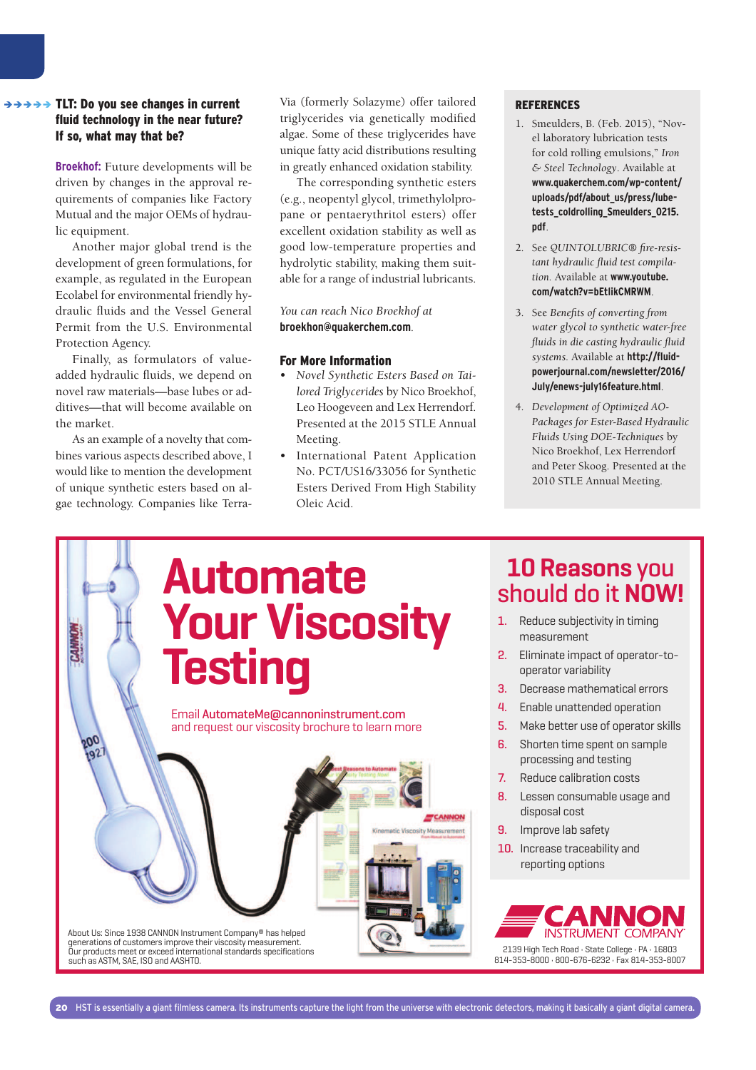**TLT: Do you see changes in current fluid technology in the near future? If so, what may that be?**

**Broekhof:** Future developments will be driven by changes in the approval requirements of companies like Factory Mutual and the major OEMs of hydraulic equipment.

Another major global trend is the development of green formulations, for example, as regulated in the European Ecolabel for environmental friendly hydraulic fluids and the Vessel General Permit from the U.S. Environmental Protection Agency.

Finally, as formulators of value-added hydraulic fluids, we depend on novel raw materials—base lubes or additives—that will become available on the market.

As an example of a novelty that combines various aspects described above, I would like to mention the development of unique synthetic esters based on algae technology. Companies like TerraVia (formerly Solazyme) offer tailored triglycerides via genetically modified algae. Some of these triglycerides have unique fatty acid distributions resulting in greatly enhanced oxidation stability.

The corresponding synthetic esters (e.g., neopentyl glycol, trimethylolpropane or pentaerythritol esters) offer excellent oxidation stability as well as good low-temperature properties and hydrolytic stability, making them suitable for a range of industrial lubricants.

*You can reach Nico Broekhof at* **broekhon@quakerchem.com**.

### For More Information

- *Novel Synthetic Esters Based on Tailored Triglycerides* by Nico Broekhof, Leo Hoogeveen and Lex Herrendorf. Presented at the 2015 STLE Annual Meeting.
- International Patent Application No. PCT/US16/33056 for Synthetic Esters Derived From High Stability Oleic Acid.

### REFERENCES

1. Smeulders, B. (Feb. 2015), "Novel laboratory lubrication tests for cold rolling emulsions," *Iron & Steel Technology*. Available at **www.quakerchem.com/wp-content/uploads/pdf/about_us/press/lube-tests_coldrolling_Smeulders_0215.pdf**.
2. See *QUINTOLUBRIC® fire-resistant hydraulic fluid test compilation*. Available at **www.youtube.com/watch?v=bEtlikCMRWM**.
3. See *Benefits of converting from water glycol to synthetic water-free fluids in die casting hydraulic fluid systems*. Available at **http://fluidpowerjournal.com/newsletter/2016/July/enews-july16feature.html**.
4. *Development of Optimized AO-Packages for Ester-Based Hydraulic Fluids Using DOE-Techniques* by Nico Broekhof, Lex Herrendorf and Peter Skoog. Presented at the 2010 STLE Annual Meeting.

# Automate Your Viscosity Testing

Email AutomateMe@cannoninstrument.com and request our viscosity brochure to learn more

## 10 Reasons you should do it NOW!

1. Reduce subjectivity in timing measurement
2. Eliminate impact of operator-to-operator variability
3. Decrease mathematical errors
4. Enable unattended operation
5. Make better use of operator skills
6. Shorten time spent on sample processing and testing
7. Reduce calibration costs
8. Lessen consumable usage and disposal cost
9. Improve lab safety
10. Increase traceability and reporting options

About Us: Since 1938 CANNON Instrument Company® has helped generations of customers improve their viscosity measurement. Our products meet or exceed international standards specifications such as ASTM, SAE, ISO and AASHTO.

CANNON INSTRUMENT COMPANY®
2139 High Tech Road · State College · PA · 16803
814-353-8000 · 800-676-6232 · Fax 814-353-8007

HST is essentially a giant filmless camera. Its instruments capture the light from the universe with electronic detectors, making it basically a giant digital camera.